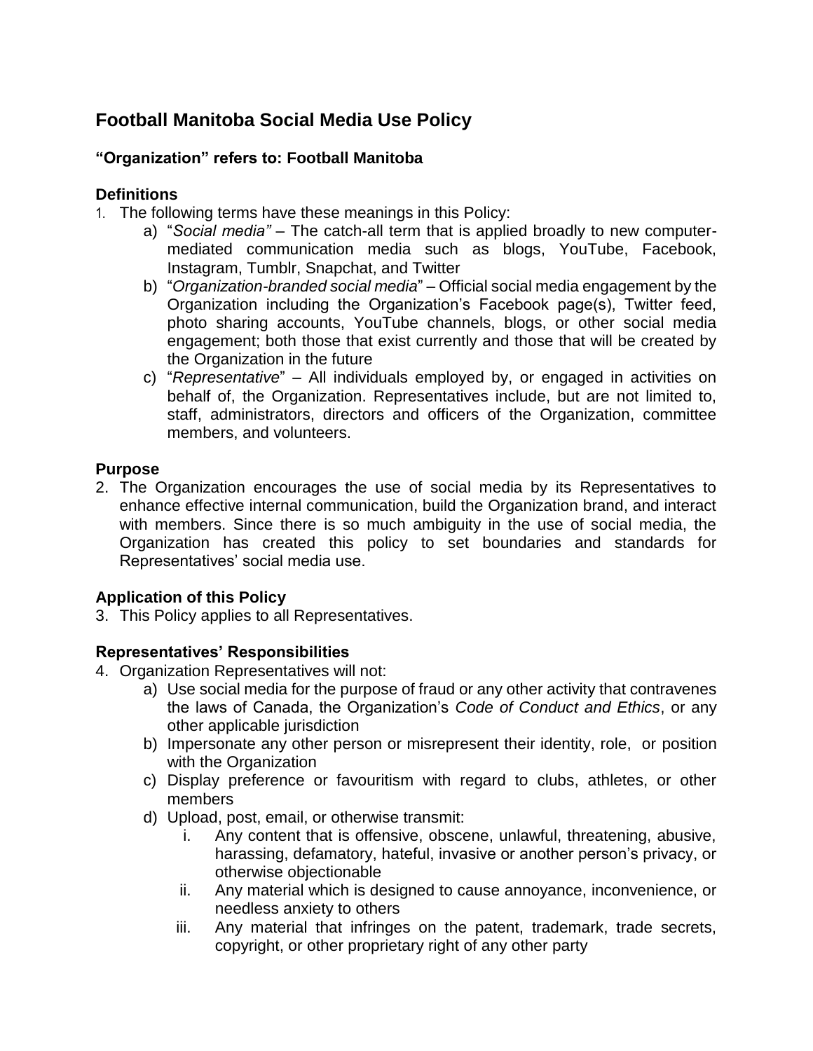# Football Manitoba Social Media Use Policy

**"Organization" refers to: Football Manitoba**

### Definitions

1. The following terms have these meanings in this Policy:
   a) "*Social media"* – The catch-all term that is applied broadly to new computer-mediated communication media such as blogs, YouTube, Facebook, Instagram, Tumblr, Snapchat, and Twitter
   b) "*Organization-branded social media*" – Official social media engagement by the Organization including the Organization's Facebook page(s), Twitter feed, photo sharing accounts, YouTube channels, blogs, or other social media engagement; both those that exist currently and those that will be created by the Organization in the future
   c) "*Representative*" – All individuals employed by, or engaged in activities on behalf of, the Organization. Representatives include, but are not limited to, staff, administrators, directors and officers of the Organization, committee members, and volunteers.

### Purpose

2. The Organization encourages the use of social media by its Representatives to enhance effective internal communication, build the Organization brand, and interact with members. Since there is so much ambiguity in the use of social media, the Organization has created this policy to set boundaries and standards for Representatives' social media use.

### Application of this Policy

3. This Policy applies to all Representatives.

### Representatives' Responsibilities

4. Organization Representatives will not:
   a) Use social media for the purpose of fraud or any other activity that contravenes the laws of Canada, the Organization's *Code of Conduct and Ethics*, or any other applicable jurisdiction
   b) Impersonate any other person or misrepresent their identity, role, or position with the Organization
   c) Display preference or favouritism with regard to clubs, athletes, or other members
   d) Upload, post, email, or otherwise transmit:
      i. Any content that is offensive, obscene, unlawful, threatening, abusive, harassing, defamatory, hateful, invasive or another person's privacy, or otherwise objectionable
      ii. Any material which is designed to cause annoyance, inconvenience, or needless anxiety to others
      iii. Any material that infringes on the patent, trademark, trade secrets, copyright, or other proprietary right of any other party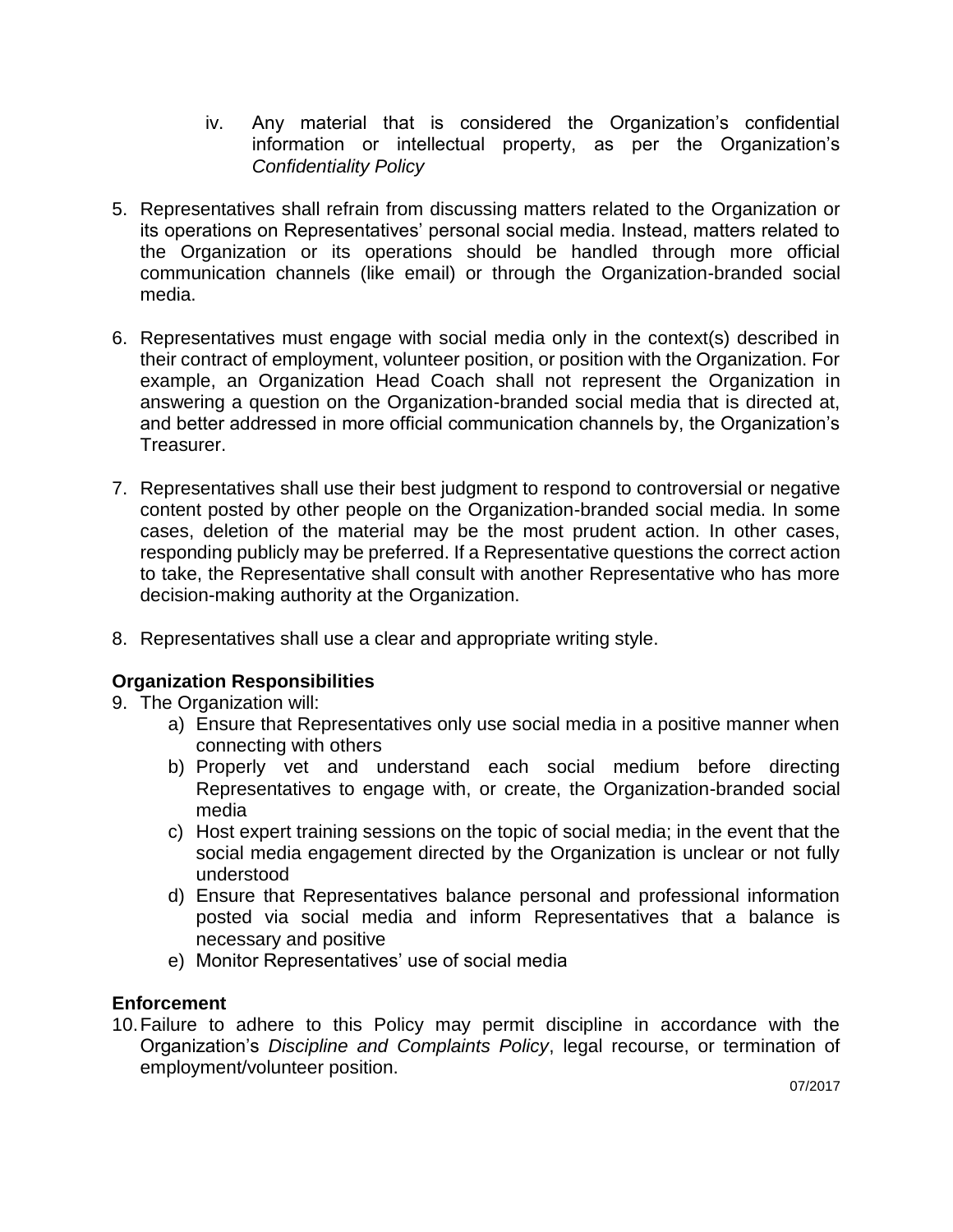iv. Any material that is considered the Organization's confidential information or intellectual property, as per the Organization's *Confidentiality Policy*

5. Representatives shall refrain from discussing matters related to the Organization or its operations on Representatives' personal social media. Instead, matters related to the Organization or its operations should be handled through more official communication channels (like email) or through the Organization-branded social media.

6. Representatives must engage with social media only in the context(s) described in their contract of employment, volunteer position, or position with the Organization. For example, an Organization Head Coach shall not represent the Organization in answering a question on the Organization-branded social media that is directed at, and better addressed in more official communication channels by, the Organization's Treasurer.

7. Representatives shall use their best judgment to respond to controversial or negative content posted by other people on the Organization-branded social media. In some cases, deletion of the material may be the most prudent action. In other cases, responding publicly may be preferred. If a Representative questions the correct action to take, the Representative shall consult with another Representative who has more decision-making authority at the Organization.

8. Representatives shall use a clear and appropriate writing style.

**Organization Responsibilities**

9. The Organization will:
   a) Ensure that Representatives only use social media in a positive manner when connecting with others
   b) Properly vet and understand each social medium before directing Representatives to engage with, or create, the Organization-branded social media
   c) Host expert training sessions on the topic of social media; in the event that the social media engagement directed by the Organization is unclear or not fully understood
   d) Ensure that Representatives balance personal and professional information posted via social media and inform Representatives that a balance is necessary and positive
   e) Monitor Representatives' use of social media

**Enforcement**

10. Failure to adhere to this Policy may permit discipline in accordance with the Organization's *Discipline and Complaints Policy*, legal recourse, or termination of employment/volunteer position.

07/2017